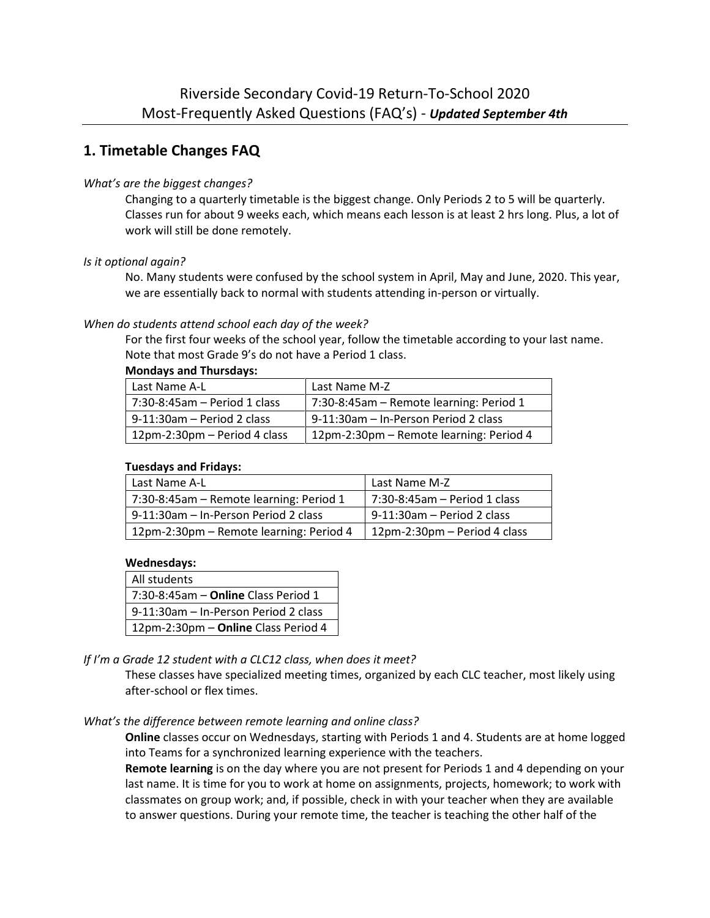# Riverside Secondary Covid-19 Return-To-School 2020
# Most-Frequently Asked Questions (FAQ's) - ***Updated September 4th***

## 1. Timetable Changes FAQ

*What's are the biggest changes?*

Changing to a quarterly timetable is the biggest change. Only Periods 2 to 5 will be quarterly. Classes run for about 9 weeks each, which means each lesson is at least 2 hrs long. Plus, a lot of work will still be done remotely.

*Is it optional again?*

No. Many students were confused by the school system in April, May and June, 2020. This year, we are essentially back to normal with students attending in-person or virtually.

*When do students attend school each day of the week?*

For the first four weeks of the school year, follow the timetable according to your last name. Note that most Grade 9's do not have a Period 1 class.

**Mondays and Thursdays:**

| Last Name A-L | Last Name M-Z |
|---|---|
| 7:30-8:45am – Period 1 class | 7:30-8:45am – Remote learning: Period 1 |
| 9-11:30am – Period 2 class | 9-11:30am – In-Person Period 2 class |
| 12pm-2:30pm – Period 4 class | 12pm-2:30pm – Remote learning: Period 4 |

**Tuesdays and Fridays:**

| Last Name A-L | Last Name M-Z |
|---|---|
| 7:30-8:45am – Remote learning: Period 1 | 7:30-8:45am – Period 1 class |
| 9-11:30am – In-Person Period 2 class | 9-11:30am – Period 2 class |
| 12pm-2:30pm – Remote learning: Period 4 | 12pm-2:30pm – Period 4 class |

**Wednesdays:**

| All students |
|---|
| 7:30-8:45am – **Online** Class Period 1 |
| 9-11:30am – In-Person Period 2 class |
| 12pm-2:30pm – **Online** Class Period 4 |

*If I'm a Grade 12 student with a CLC12 class, when does it meet?*

These classes have specialized meeting times, organized by each CLC teacher, most likely using after-school or flex times.

*What's the difference between remote learning and online class?*

**Online** classes occur on Wednesdays, starting with Periods 1 and 4. Students are at home logged into Teams for a synchronized learning experience with the teachers.

**Remote learning** is on the day where you are not present for Periods 1 and 4 depending on your last name. It is time for you to work at home on assignments, projects, homework; to work with classmates on group work; and, if possible, check in with your teacher when they are available to answer questions. During your remote time, the teacher is teaching the other half of the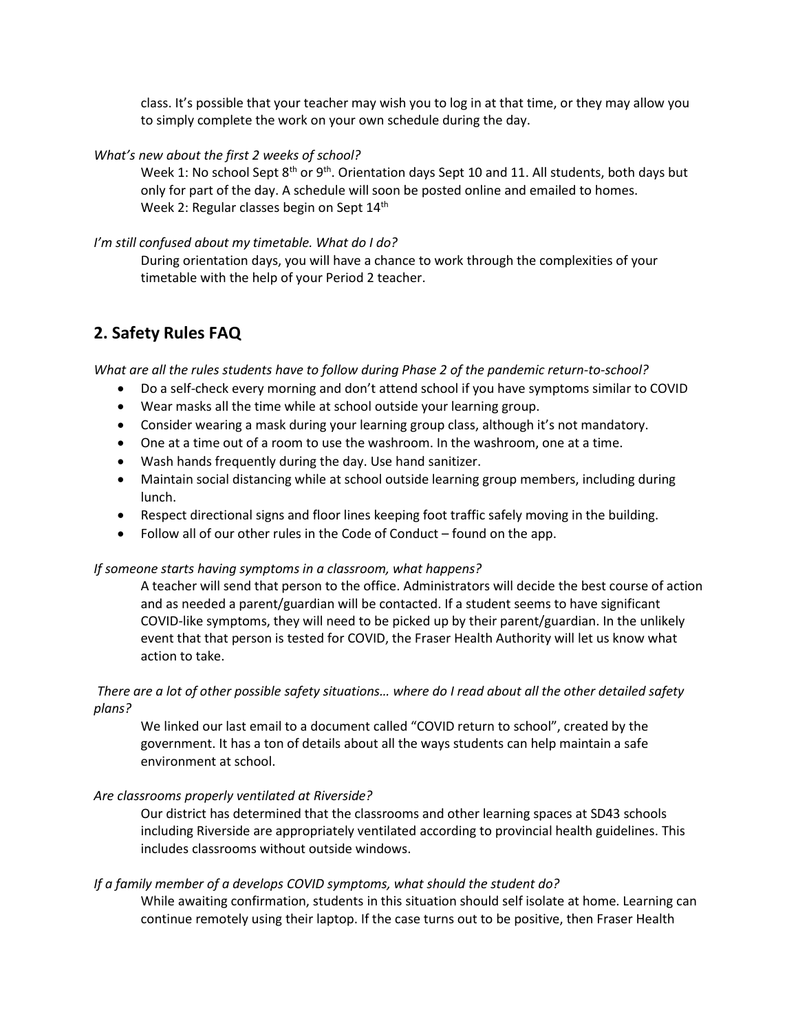class. It's possible that your teacher may wish you to log in at that time, or they may allow you to simply complete the work on your own schedule during the day.

*What's new about the first 2 weeks of school?*

Week 1: No school Sept 8th or 9th. Orientation days Sept 10 and 11. All students, both days but only for part of the day. A schedule will soon be posted online and emailed to homes.
Week 2: Regular classes begin on Sept 14th

*I'm still confused about my timetable. What do I do?*

During orientation days, you will have a chance to work through the complexities of your timetable with the help of your Period 2 teacher.

## 2. Safety Rules FAQ

*What are all the rules students have to follow during Phase 2 of the pandemic return-to-school?*

- Do a self-check every morning and don't attend school if you have symptoms similar to COVID
- Wear masks all the time while at school outside your learning group.
- Consider wearing a mask during your learning group class, although it's not mandatory.
- One at a time out of a room to use the washroom. In the washroom, one at a time.
- Wash hands frequently during the day. Use hand sanitizer.
- Maintain social distancing while at school outside learning group members, including during lunch.
- Respect directional signs and floor lines keeping foot traffic safely moving in the building.
- Follow all of our other rules in the Code of Conduct – found on the app.

*If someone starts having symptoms in a classroom, what happens?*

A teacher will send that person to the office. Administrators will decide the best course of action and as needed a parent/guardian will be contacted. If a student seems to have significant COVID-like symptoms, they will need to be picked up by their parent/guardian. In the unlikely event that that person is tested for COVID, the Fraser Health Authority will let us know what action to take.

*There are a lot of other possible safety situations… where do I read about all the other detailed safety plans?*

We linked our last email to a document called "COVID return to school", created by the government. It has a ton of details about all the ways students can help maintain a safe environment at school.

*Are classrooms properly ventilated at Riverside?*

Our district has determined that the classrooms and other learning spaces at SD43 schools including Riverside are appropriately ventilated according to provincial health guidelines. This includes classrooms without outside windows.

*If a family member of a develops COVID symptoms, what should the student do?*

While awaiting confirmation, students in this situation should self isolate at home. Learning can continue remotely using their laptop. If the case turns out to be positive, then Fraser Health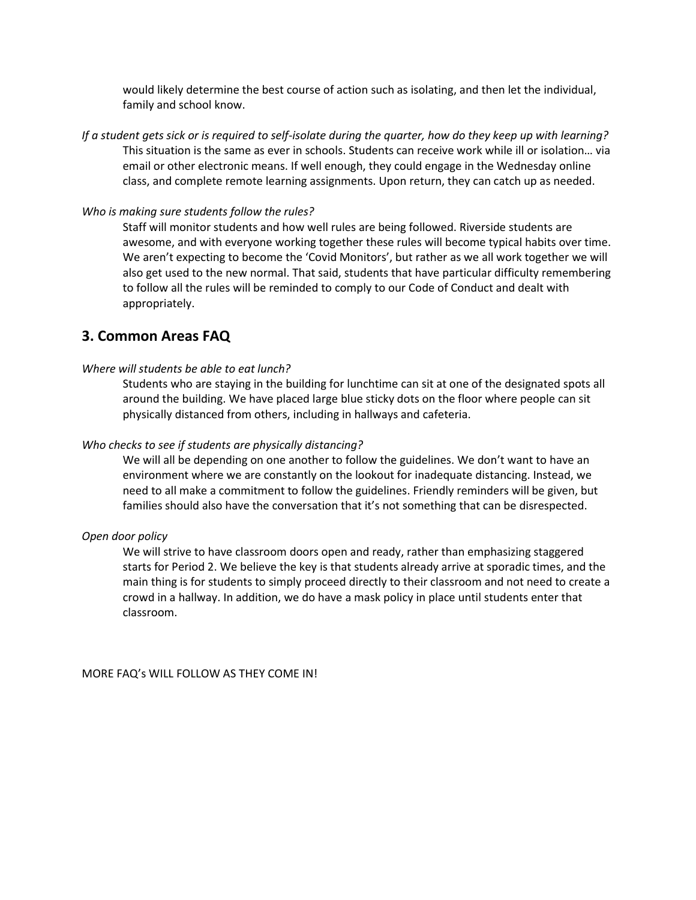would likely determine the best course of action such as isolating, and then let the individual, family and school know.

*If a student gets sick or is required to self-isolate during the quarter, how do they keep up with learning?*

This situation is the same as ever in schools. Students can receive work while ill or isolation… via email or other electronic means. If well enough, they could engage in the Wednesday online class, and complete remote learning assignments. Upon return, they can catch up as needed.

*Who is making sure students follow the rules?*

Staff will monitor students and how well rules are being followed. Riverside students are awesome, and with everyone working together these rules will become typical habits over time. We aren't expecting to become the 'Covid Monitors', but rather as we all work together we will also get used to the new normal. That said, students that have particular difficulty remembering to follow all the rules will be reminded to comply to our Code of Conduct and dealt with appropriately.

## 3. Common Areas FAQ

*Where will students be able to eat lunch?*

Students who are staying in the building for lunchtime can sit at one of the designated spots all around the building. We have placed large blue sticky dots on the floor where people can sit physically distanced from others, including in hallways and cafeteria.

*Who checks to see if students are physically distancing?*

We will all be depending on one another to follow the guidelines. We don't want to have an environment where we are constantly on the lookout for inadequate distancing. Instead, we need to all make a commitment to follow the guidelines. Friendly reminders will be given, but families should also have the conversation that it's not something that can be disrespected.

*Open door policy*

We will strive to have classroom doors open and ready, rather than emphasizing staggered starts for Period 2. We believe the key is that students already arrive at sporadic times, and the main thing is for students to simply proceed directly to their classroom and not need to create a crowd in a hallway. In addition, we do have a mask policy in place until students enter that classroom.

MORE FAQ's WILL FOLLOW AS THEY COME IN!